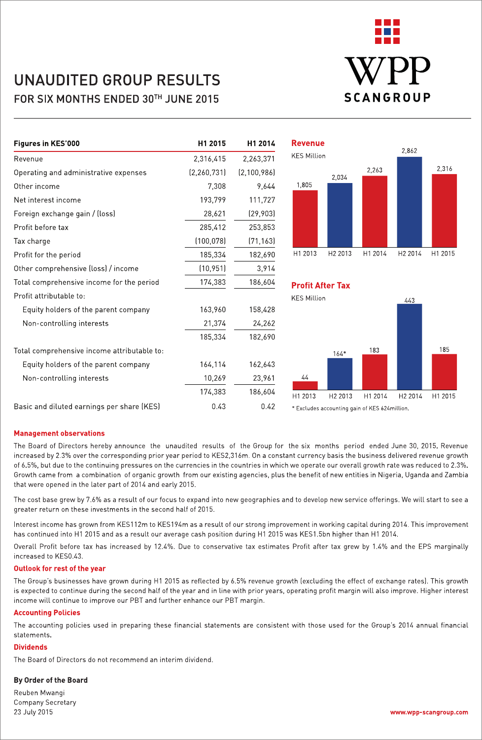# UNAUDITED GROUP RESULTS

## FOR SIX MONTHS ENDED 30TH JUNE 2015

WPP SCANGROUP

| Figures in KES'000 | H1 2015 | H1 2014 |
|---|---|---|
| Revenue | 2,316,415 | 2,263,371 |
| Operating and administrative expenses | (2,260,731) | (2,100,986) |
| Other income | 7,308 | 9,644 |
| Net interest income | 193,799 | 111,727 |
| Foreign exchange gain / (loss) | 28,621 | (29,903) |
| Profit before tax | 285,412 | 253,853 |
| Tax charge | (100,078) | (71,163) |
| Profit for the period | 185,334 | 182,690 |
| Other comprehensive (loss) / income | (10,951) | 3,914 |
| Total comprehensive income for the period | 174,383 | 186,604 |
| Profit attributable to: | | |
| Equity holders of the parent company | 163,960 | 158,428 |
| Non-controlling interests | 21,374 | 24,262 |
| | 185,334 | 182,690 |
| Total comprehensive income attributable to: | | |
| Equity holders of the parent company | 164,114 | 162,643 |
| Non-controlling interests | 10,269 | 23,961 |
| | 174,383 | 186,604 |
| Basic and diluted earnings per share (KES) | 0.43 | 0.42 |

**Revenue**

KES Million

| H1 2013 | H2 2013 | H1 2014 | H2 2014 | H1 2015 |
|---|---|---|---|---|
| 1,805 | 2,034 | 2,263 | 2,862 | 2,316 |

**Profit After Tax**

KES Million

| H1 2013 | H2 2013 | H1 2014 | H2 2014 | H1 2015 |
|---|---|---|---|---|
| 44 | 164* | 183 | 443 | 185 |

\* Excludes accounting gain of KES 624million.

### Management observations

The Board of Directors hereby announce the unaudited results of the Group for the six months period ended June 30, 2015. Revenue increased by 2.3% over the corresponding prior year period to KES2,316m. On a constant currency basis the business delivered revenue growth of 6.5%, but due to the continuing pressures on the currencies in the countries in which we operate our overall growth rate was reduced to 2.3%. Growth came from a combination of organic growth from our existing agencies, plus the benefit of new entities in Nigeria, Uganda and Zambia that were opened in the later part of 2014 and early 2015.

The cost base grew by 7.6% as a result of our focus to expand into new geographies and to develop new service offerings. We will start to see a greater return on these investments in the second half of 2015.

Interest income has grown from KES112m to KES194m as a result of our strong improvement in working capital during 2014. This improvement has continued into H1 2015 and as a result our average cash position during H1 2015 was KES1.5bn higher than H1 2014.

Overall Profit before tax has increased by 12.4%. Due to conservative tax estimates Profit after tax grew by 1.4% and the EPS marginally increased to KES0.43.

### Outlook for rest of the year

The Group's businesses have grown during H1 2015 as reflected by 6.5% revenue growth (excluding the effect of exchange rates). This growth is expected to continue during the second half of the year and in line with prior years, operating profit margin will also improve. Higher interest income will continue to improve our PBT and further enhance our PBT margin.

### Accounting Policies

The accounting policies used in preparing these financial statements are consistent with those used for the Group's 2014 annual financial statements.

### Dividends

The Board of Directors do not recommend an interim dividend.

**By Order of the Board**

Reuben Mwangi
Company Secretary
23 July 2015

www.wpp-scangroup.com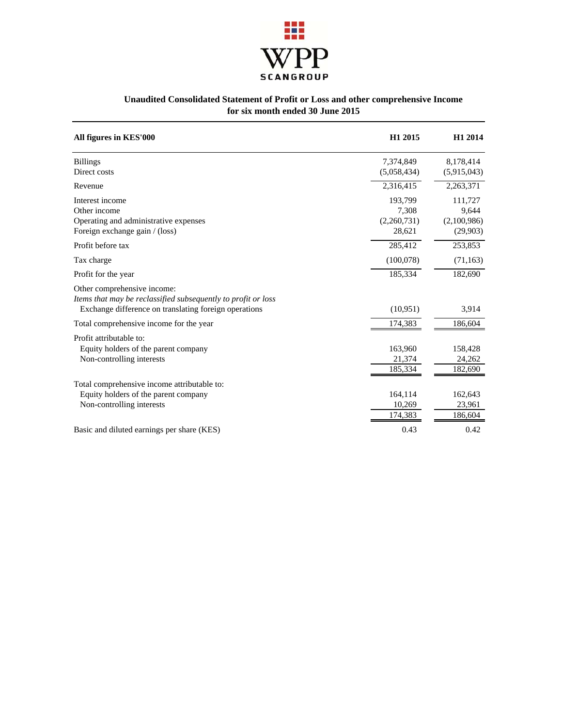WPP SCANGROUP

## Unaudited Consolidated Statement of Profit or Loss and other comprehensive Income for six month ended 30 June 2015

| All figures in KES'000 | H1 2015 | H1 2014 |
|---|---|---|
| Billings | 7,374,849 | 8,178,414 |
| Direct costs | (5,058,434) | (5,915,043) |
| Revenue | 2,316,415 | 2,263,371 |
| Interest income | 193,799 | 111,727 |
| Other income | 7,308 | 9,644 |
| Operating and administrative expenses | (2,260,731) | (2,100,986) |
| Foreign exchange gain / (loss) | 28,621 | (29,903) |
| Profit before tax | 285,412 | 253,853 |
| Tax charge | (100,078) | (71,163) |
| Profit for the year | 185,334 | 182,690 |
| Other comprehensive income: | | |
| *Items that may be reclassified subsequently to profit or loss* | | |
| Exchange difference on translating foreign operations | (10,951) | 3,914 |
| Total comprehensive income for the year | 174,383 | 186,604 |
| Profit attributable to: | | |
| Equity holders of the parent company | 163,960 | 158,428 |
| Non-controlling interests | 21,374 | 24,262 |
| | 185,334 | 182,690 |
| Total comprehensive income attributable to: | | |
| Equity holders of the parent company | 164,114 | 162,643 |
| Non-controlling interests | 10,269 | 23,961 |
| | 174,383 | 186,604 |
| Basic and diluted earnings per share (KES) | 0.43 | 0.42 |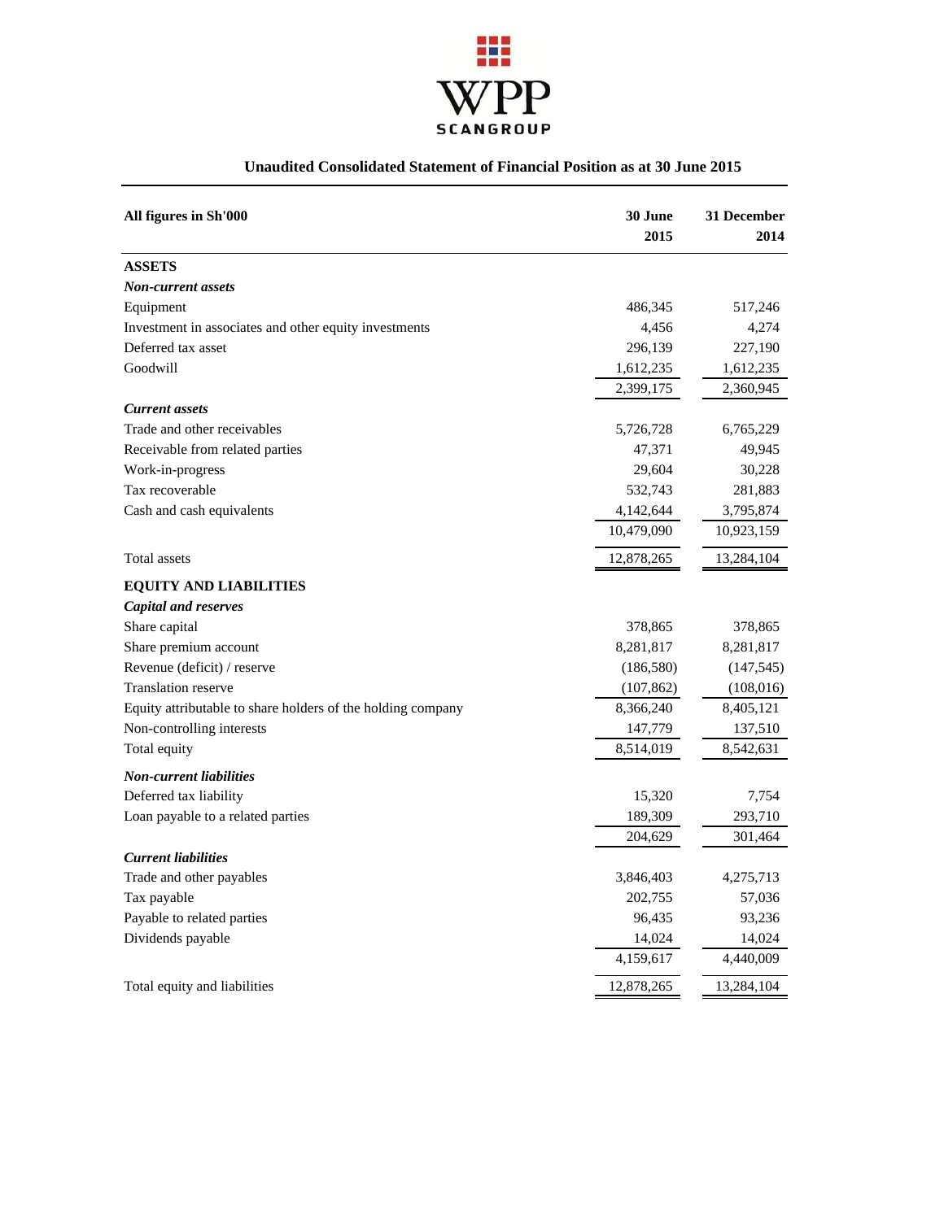WPP SCANGROUP

## Unaudited Consolidated Statement of Financial Position as at 30 June 2015

| All figures in Sh'000 | 30 June 2015 | 31 December 2014 |
|---|---|---|
| **ASSETS** | | |
| ***Non-current assets*** | | |
| Equipment | 486,345 | 517,246 |
| Investment in associates and other equity investments | 4,456 | 4,274 |
| Deferred tax asset | 296,139 | 227,190 |
| Goodwill | 1,612,235 | 1,612,235 |
| | 2,399,175 | 2,360,945 |
| ***Current assets*** | | |
| Trade and other receivables | 5,726,728 | 6,765,229 |
| Receivable from related parties | 47,371 | 49,945 |
| Work-in-progress | 29,604 | 30,228 |
| Tax recoverable | 532,743 | 281,883 |
| Cash and cash equivalents | 4,142,644 | 3,795,874 |
| | 10,479,090 | 10,923,159 |
| Total assets | 12,878,265 | 13,284,104 |
| **EQUITY AND LIABILITIES** | | |
| ***Capital and reserves*** | | |
| Share capital | 378,865 | 378,865 |
| Share premium account | 8,281,817 | 8,281,817 |
| Revenue (deficit) / reserve | (186,580) | (147,545) |
| Translation reserve | (107,862) | (108,016) |
| Equity attributable to share holders of the holding company | 8,366,240 | 8,405,121 |
| Non-controlling interests | 147,779 | 137,510 |
| Total equity | 8,514,019 | 8,542,631 |
| ***Non-current liabilities*** | | |
| Deferred tax liability | 15,320 | 7,754 |
| Loan payable to a related parties | 189,309 | 293,710 |
| | 204,629 | 301,464 |
| ***Current liabilities*** | | |
| Trade and other payables | 3,846,403 | 4,275,713 |
| Tax payable | 202,755 | 57,036 |
| Payable to related parties | 96,435 | 93,236 |
| Dividends payable | 14,024 | 14,024 |
| | 4,159,617 | 4,440,009 |
| Total equity and liabilities | 12,878,265 | 13,284,104 |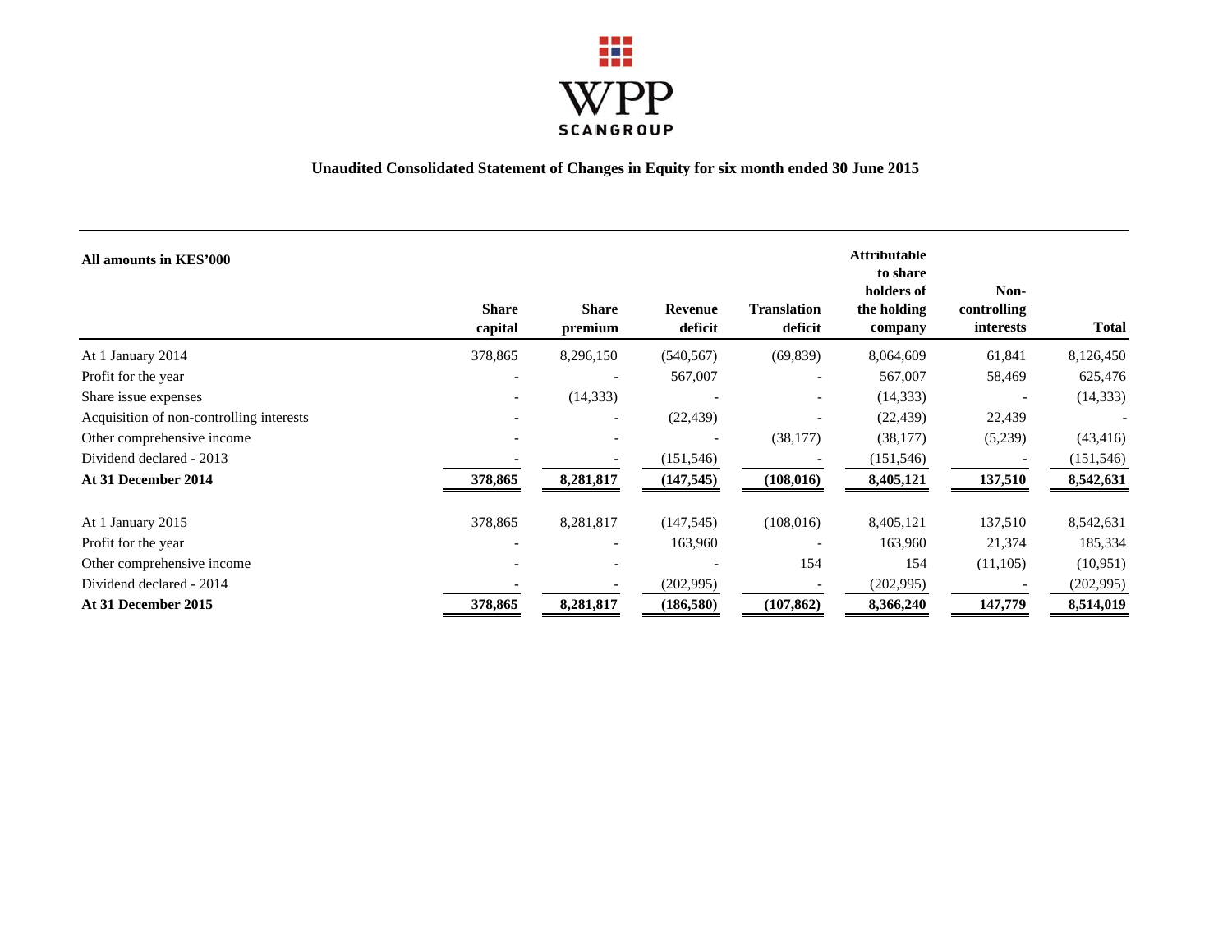WPP SCANGROUP

## Unaudited Consolidated Statement of Changes in Equity for six month ended 30 June 2015

| All amounts in KES'000 | Share capital | Share premium | Revenue deficit | Translation deficit | Attributable to share holders of the holding company | Non-controlling interests | Total |
|---|---|---|---|---|---|---|---|
| At 1 January 2014 | 378,865 | 8,296,150 | (540,567) | (69,839) | 8,064,609 | 61,841 | 8,126,450 |
| Profit for the year | - | - | 567,007 | - | 567,007 | 58,469 | 625,476 |
| Share issue expenses | - | (14,333) | - | - | (14,333) | - | (14,333) |
| Acquisition of non-controlling interests | - | - | (22,439) | - | (22,439) | 22,439 | - |
| Other comprehensive income | - | - | - | (38,177) | (38,177) | (5,239) | (43,416) |
| Dividend declared - 2013 | - | - | (151,546) | - | (151,546) | - | (151,546) |
| **At 31 December 2014** | **378,865** | **8,281,817** | **(147,545)** | **(108,016)** | **8,405,121** | **137,510** | **8,542,631** |
| | | | | | | | |
| At 1 January 2015 | 378,865 | 8,281,817 | (147,545) | (108,016) | 8,405,121 | 137,510 | 8,542,631 |
| Profit for the year | - | - | 163,960 | - | 163,960 | 21,374 | 185,334 |
| Other comprehensive income | - | - | - | 154 | 154 | (11,105) | (10,951) |
| Dividend declared - 2014 | - | - | (202,995) | - | (202,995) | - | (202,995) |
| **At 31 December 2015** | **378,865** | **8,281,817** | **(186,580)** | **(107,862)** | **8,366,240** | **147,779** | **8,514,019** |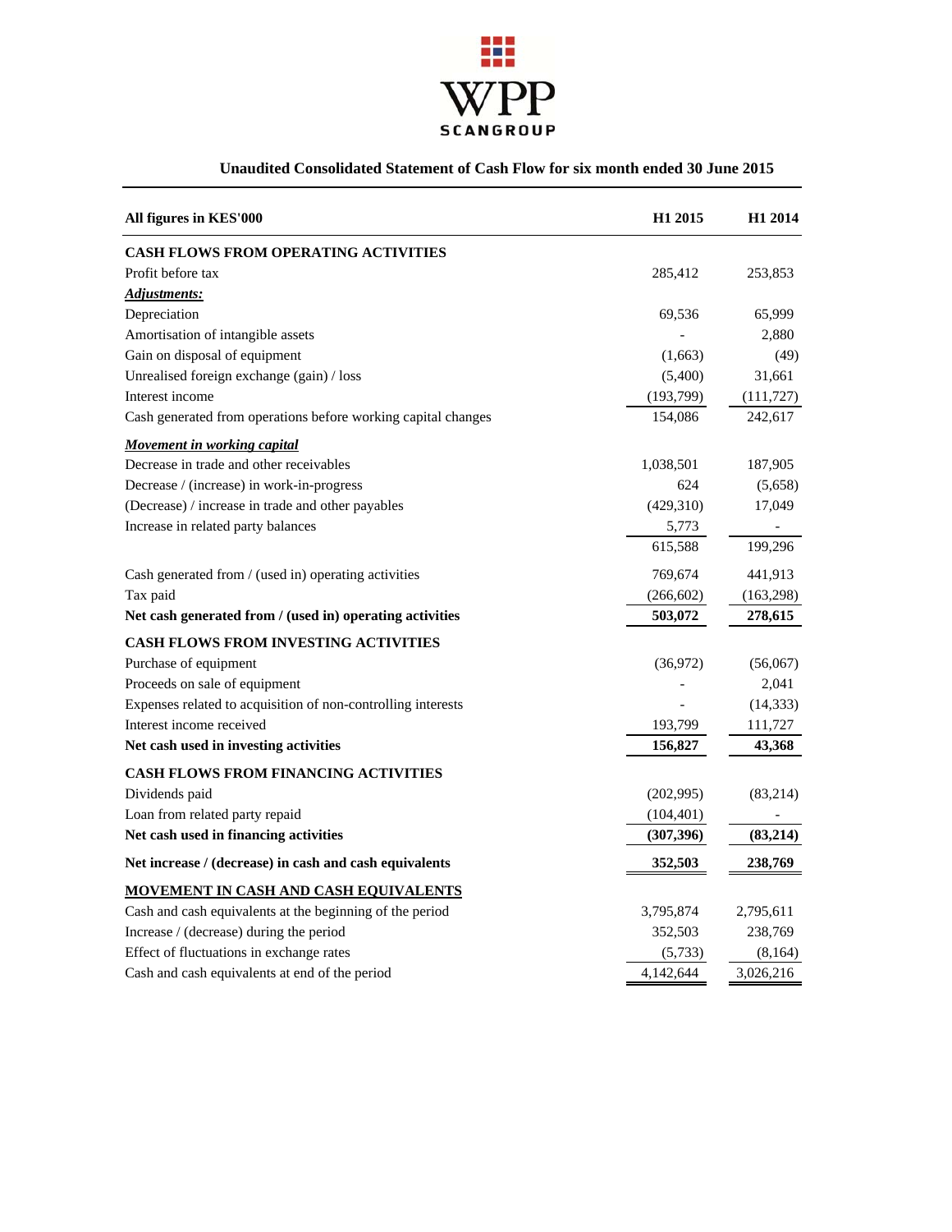WPP SCANGROUP

## Unaudited Consolidated Statement of Cash Flow for six month ended 30 June 2015

| All figures in KES'000 | H1 2015 | H1 2014 |
|---|---|---|
| **CASH FLOWS FROM OPERATING ACTIVITIES** | | |
| Profit before tax | 285,412 | 253,853 |
| ***Adjustments:*** | | |
| Depreciation | 69,536 | 65,999 |
| Amortisation of intangible assets | - | 2,880 |
| Gain on disposal of equipment | (1,663) | (49) |
| Unrealised foreign exchange (gain) / loss | (5,400) | 31,661 |
| Interest income | (193,799) | (111,727) |
| Cash generated from operations before working capital changes | 154,086 | 242,617 |
| ***Movement in working capital*** | | |
| Decrease in trade and other receivables | 1,038,501 | 187,905 |
| Decrease / (increase) in work-in-progress | 624 | (5,658) |
| (Decrease) / increase in trade and other payables | (429,310) | 17,049 |
| Increase in related party balances | 5,773 | - |
| | 615,588 | 199,296 |
| Cash generated from / (used in) operating activities | 769,674 | 441,913 |
| Tax paid | (266,602) | (163,298) |
| **Net cash generated from / (used in) operating activities** | **503,072** | **278,615** |
| **CASH FLOWS FROM INVESTING ACTIVITIES** | | |
| Purchase of equipment | (36,972) | (56,067) |
| Proceeds on sale of equipment | - | 2,041 |
| Expenses related to acquisition of non-controlling interests | - | (14,333) |
| Interest income received | 193,799 | 111,727 |
| **Net cash used in investing activities** | **156,827** | **43,368** |
| **CASH FLOWS FROM FINANCING ACTIVITIES** | | |
| Dividends paid | (202,995) | (83,214) |
| Loan from related party repaid | (104,401) | - |
| **Net cash used in financing activities** | **(307,396)** | **(83,214)** |
| **Net increase / (decrease) in cash and cash equivalents** | **352,503** | **238,769** |
| **MOVEMENT IN CASH AND CASH EQUIVALENTS** | | |
| Cash and cash equivalents at the beginning of the period | 3,795,874 | 2,795,611 |
| Increase / (decrease) during the period | 352,503 | 238,769 |
| Effect of fluctuations in exchange rates | (5,733) | (8,164) |
| Cash and cash equivalents at end of the period | 4,142,644 | 3,026,216 |